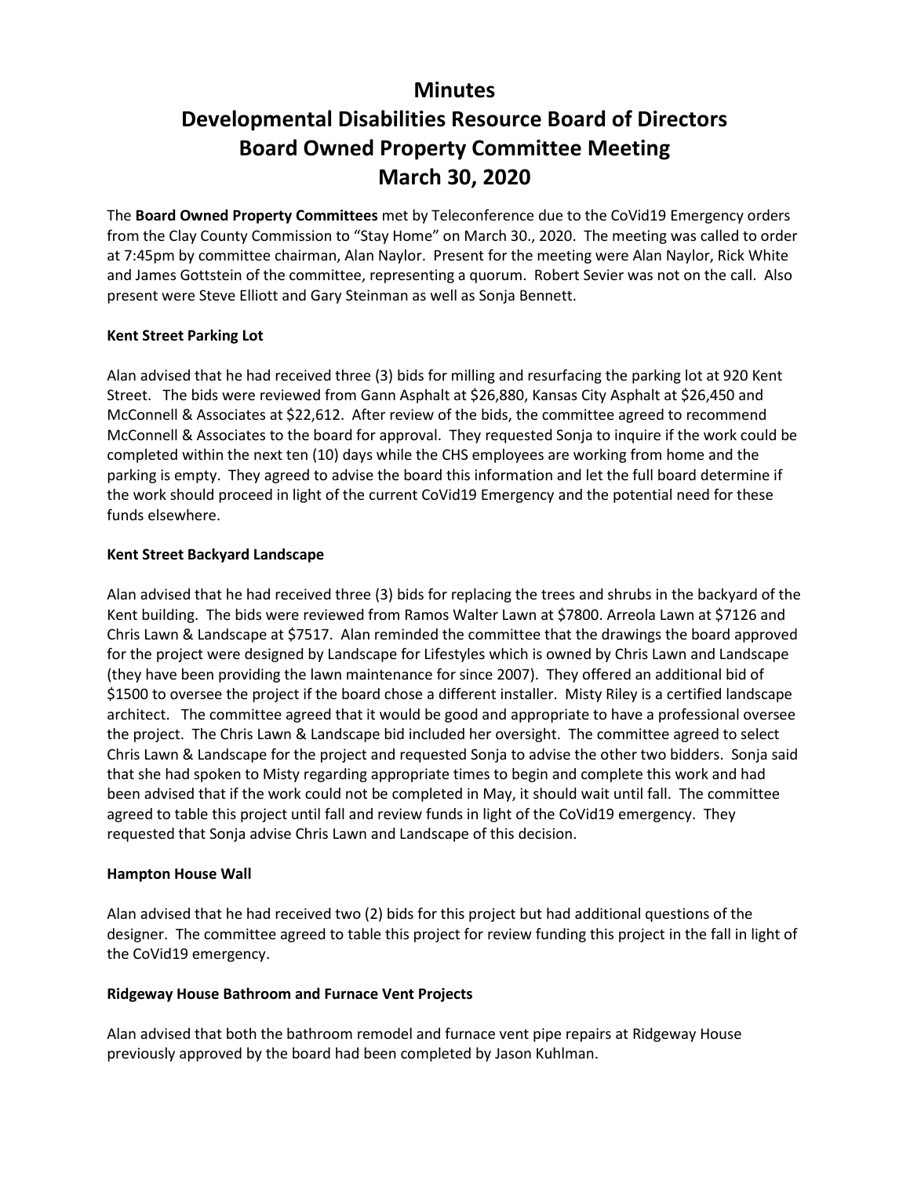# Minutes
# Developmental Disabilities Resource Board of Directors
# Board Owned Property Committee Meeting
# March 30, 2020

The **Board Owned Property Committees** met by Teleconference due to the CoVid19 Emergency orders from the Clay County Commission to "Stay Home" on March 30., 2020. The meeting was called to order at 7:45pm by committee chairman, Alan Naylor. Present for the meeting were Alan Naylor, Rick White and James Gottstein of the committee, representing a quorum. Robert Sevier was not on the call. Also present were Steve Elliott and Gary Steinman as well as Sonja Bennett.

**Kent Street Parking Lot**

Alan advised that he had received three (3) bids for milling and resurfacing the parking lot at 920 Kent Street. The bids were reviewed from Gann Asphalt at $26,880, Kansas City Asphalt at $26,450 and McConnell & Associates at $22,612. After review of the bids, the committee agreed to recommend McConnell & Associates to the board for approval. They requested Sonja to inquire if the work could be completed within the next ten (10) days while the CHS employees are working from home and the parking is empty. They agreed to advise the board this information and let the full board determine if the work should proceed in light of the current CoVid19 Emergency and the potential need for these funds elsewhere.

**Kent Street Backyard Landscape**

Alan advised that he had received three (3) bids for replacing the trees and shrubs in the backyard of the Kent building. The bids were reviewed from Ramos Walter Lawn at $7800. Arreola Lawn at $7126 and Chris Lawn & Landscape at $7517. Alan reminded the committee that the drawings the board approved for the project were designed by Landscape for Lifestyles which is owned by Chris Lawn and Landscape (they have been providing the lawn maintenance for since 2007). They offered an additional bid of $1500 to oversee the project if the board chose a different installer. Misty Riley is a certified landscape architect. The committee agreed that it would be good and appropriate to have a professional oversee the project. The Chris Lawn & Landscape bid included her oversight. The committee agreed to select Chris Lawn & Landscape for the project and requested Sonja to advise the other two bidders. Sonja said that she had spoken to Misty regarding appropriate times to begin and complete this work and had been advised that if the work could not be completed in May, it should wait until fall. The committee agreed to table this project until fall and review funds in light of the CoVid19 emergency. They requested that Sonja advise Chris Lawn and Landscape of this decision.

**Hampton House Wall**

Alan advised that he had received two (2) bids for this project but had additional questions of the designer. The committee agreed to table this project for review funding this project in the fall in light of the CoVid19 emergency.

**Ridgeway House Bathroom and Furnace Vent Projects**

Alan advised that both the bathroom remodel and furnace vent pipe repairs at Ridgeway House previously approved by the board had been completed by Jason Kuhlman.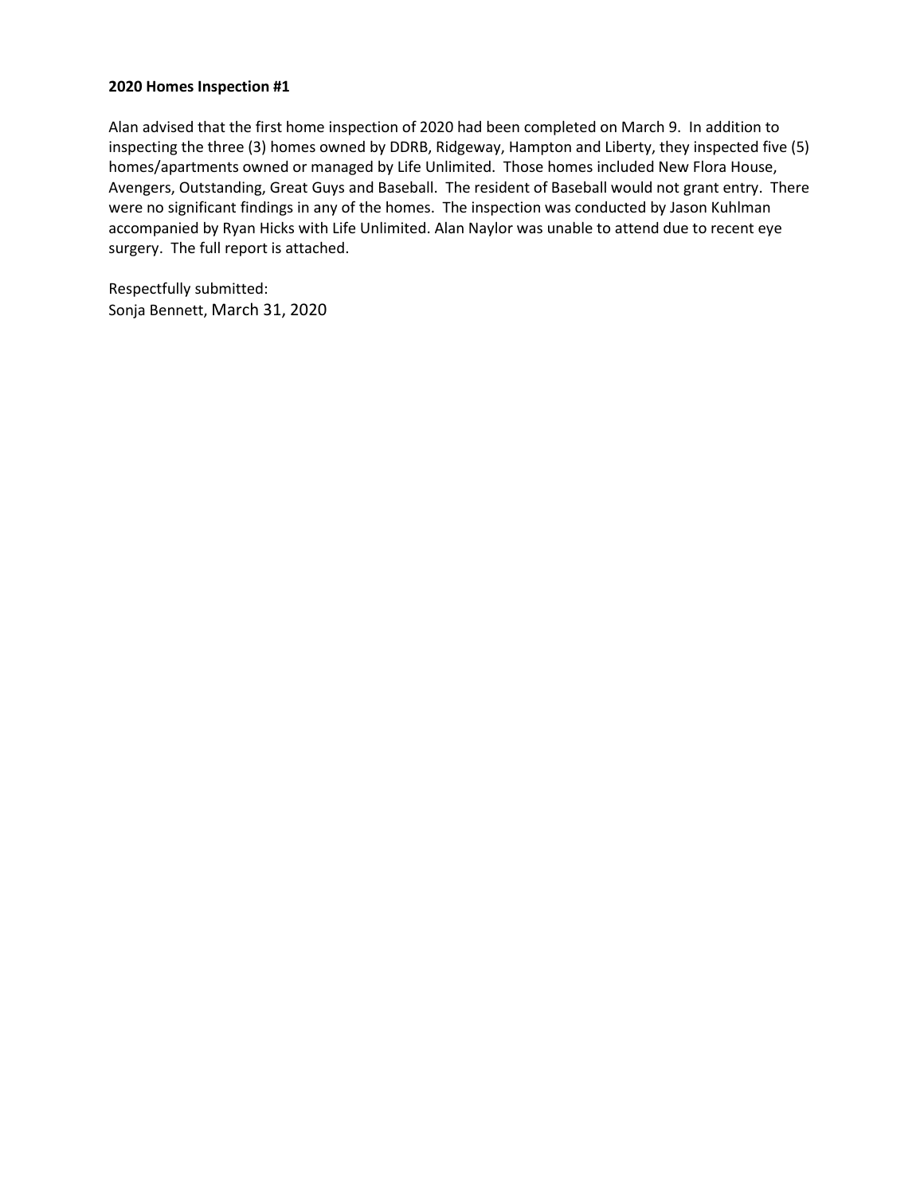**2020 Homes Inspection #1**

Alan advised that the first home inspection of 2020 had been completed on March 9. In addition to inspecting the three (3) homes owned by DDRB, Ridgeway, Hampton and Liberty, they inspected five (5) homes/apartments owned or managed by Life Unlimited. Those homes included New Flora House, Avengers, Outstanding, Great Guys and Baseball. The resident of Baseball would not grant entry. There were no significant findings in any of the homes. The inspection was conducted by Jason Kuhlman accompanied by Ryan Hicks with Life Unlimited. Alan Naylor was unable to attend due to recent eye surgery. The full report is attached.

Respectfully submitted:
Sonja Bennett, March 31, 2020